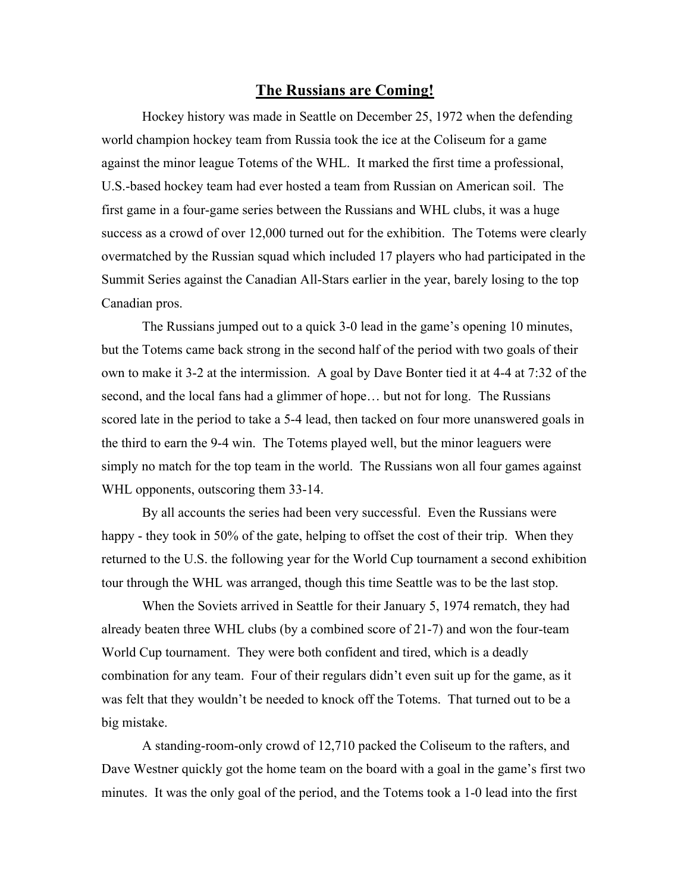# The Russians are Coming!

Hockey history was made in Seattle on December 25, 1972 when the defending world champion hockey team from Russia took the ice at the Coliseum for a game against the minor league Totems of the WHL. It marked the first time a professional, U.S.-based hockey team had ever hosted a team from Russian on American soil. The first game in a four-game series between the Russians and WHL clubs, it was a huge success as a crowd of over 12,000 turned out for the exhibition. The Totems were clearly overmatched by the Russian squad which included 17 players who had participated in the Summit Series against the Canadian All-Stars earlier in the year, barely losing to the top Canadian pros.

The Russians jumped out to a quick 3-0 lead in the game's opening 10 minutes, but the Totems came back strong in the second half of the period with two goals of their own to make it 3-2 at the intermission. A goal by Dave Bonter tied it at 4-4 at 7:32 of the second, and the local fans had a glimmer of hope… but not for long. The Russians scored late in the period to take a 5-4 lead, then tacked on four more unanswered goals in the third to earn the 9-4 win. The Totems played well, but the minor leaguers were simply no match for the top team in the world. The Russians won all four games against WHL opponents, outscoring them 33-14.

By all accounts the series had been very successful. Even the Russians were happy - they took in 50% of the gate, helping to offset the cost of their trip. When they returned to the U.S. the following year for the World Cup tournament a second exhibition tour through the WHL was arranged, though this time Seattle was to be the last stop.

When the Soviets arrived in Seattle for their January 5, 1974 rematch, they had already beaten three WHL clubs (by a combined score of 21-7) and won the four-team World Cup tournament. They were both confident and tired, which is a deadly combination for any team. Four of their regulars didn't even suit up for the game, as it was felt that they wouldn't be needed to knock off the Totems. That turned out to be a big mistake.

A standing-room-only crowd of 12,710 packed the Coliseum to the rafters, and Dave Westner quickly got the home team on the board with a goal in the game's first two minutes. It was the only goal of the period, and the Totems took a 1-0 lead into the first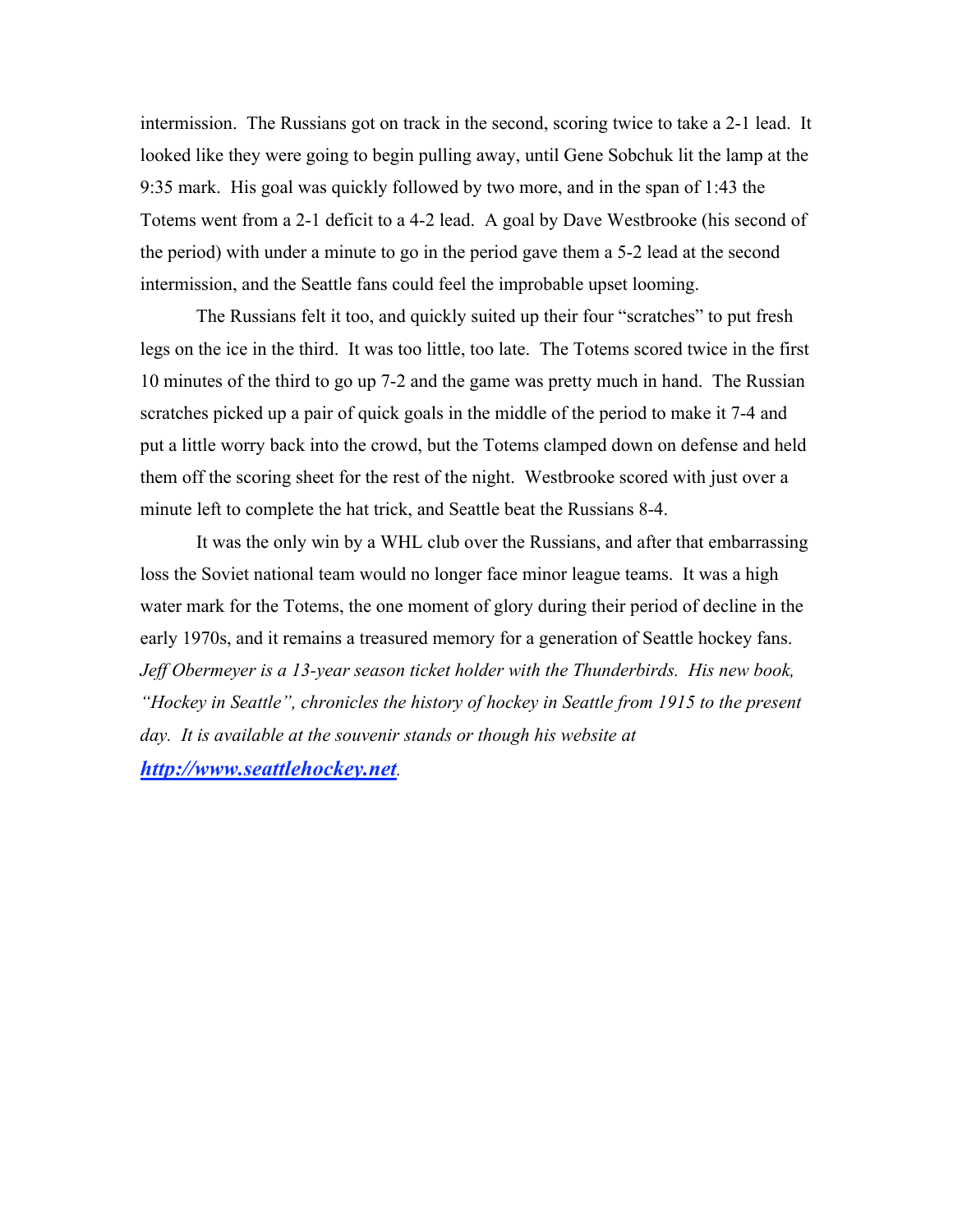intermission. The Russians got on track in the second, scoring twice to take a 2-1 lead. It looked like they were going to begin pulling away, until Gene Sobchuk lit the lamp at the 9:35 mark. His goal was quickly followed by two more, and in the span of 1:43 the Totems went from a 2-1 deficit to a 4-2 lead. A goal by Dave Westbrooke (his second of the period) with under a minute to go in the period gave them a 5-2 lead at the second intermission, and the Seattle fans could feel the improbable upset looming.

The Russians felt it too, and quickly suited up their four "scratches" to put fresh legs on the ice in the third. It was too little, too late. The Totems scored twice in the first 10 minutes of the third to go up 7-2 and the game was pretty much in hand. The Russian scratches picked up a pair of quick goals in the middle of the period to make it 7-4 and put a little worry back into the crowd, but the Totems clamped down on defense and held them off the scoring sheet for the rest of the night. Westbrooke scored with just over a minute left to complete the hat trick, and Seattle beat the Russians 8-4.

It was the only win by a WHL club over the Russians, and after that embarrassing loss the Soviet national team would no longer face minor league teams. It was a high water mark for the Totems, the one moment of glory during their period of decline in the early 1970s, and it remains a treasured memory for a generation of Seattle hockey fans.

*Jeff Obermeyer is a 13-year season ticket holder with the Thunderbirds. His new book, "Hockey in Seattle", chronicles the history of hockey in Seattle from 1915 to the present day. It is available at the souvenir stands or though his website at* ***http://www.seattlehockey.net****.*